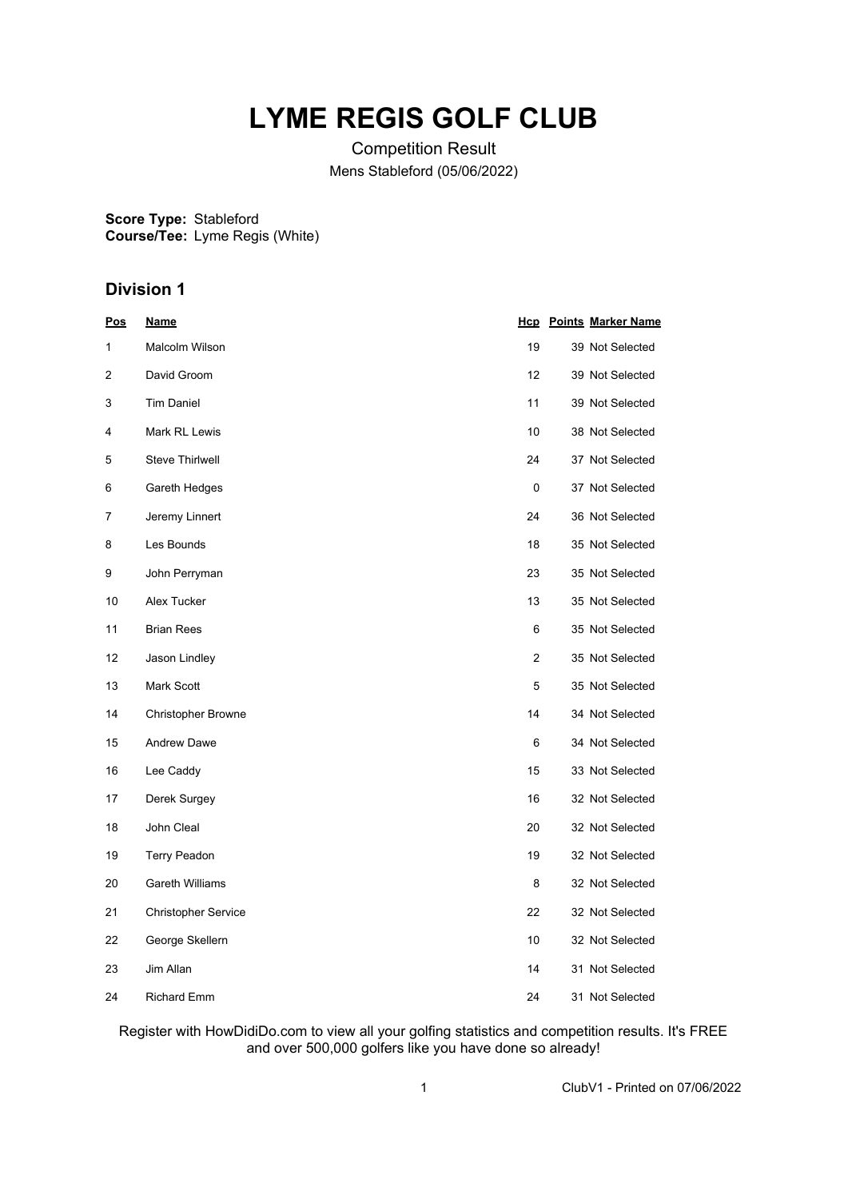# LYME REGIS GOLF CLUB

Competition Result

Mens Stableford (05/06/2022)

**Score Type:** Stableford
**Course/Tee:** Lyme Regis (White)

## Division 1

| Pos | Name | Hcp | Points | Marker Name |
|---|---|---|---|---|
| 1 | Malcolm Wilson | 19 | 39 | Not Selected |
| 2 | David Groom | 12 | 39 | Not Selected |
| 3 | Tim Daniel | 11 | 39 | Not Selected |
| 4 | Mark RL Lewis | 10 | 38 | Not Selected |
| 5 | Steve Thirlwell | 24 | 37 | Not Selected |
| 6 | Gareth Hedges | 0 | 37 | Not Selected |
| 7 | Jeremy Linnert | 24 | 36 | Not Selected |
| 8 | Les Bounds | 18 | 35 | Not Selected |
| 9 | John Perryman | 23 | 35 | Not Selected |
| 10 | Alex Tucker | 13 | 35 | Not Selected |
| 11 | Brian Rees | 6 | 35 | Not Selected |
| 12 | Jason Lindley | 2 | 35 | Not Selected |
| 13 | Mark Scott | 5 | 35 | Not Selected |
| 14 | Christopher Browne | 14 | 34 | Not Selected |
| 15 | Andrew Dawe | 6 | 34 | Not Selected |
| 16 | Lee Caddy | 15 | 33 | Not Selected |
| 17 | Derek Surgey | 16 | 32 | Not Selected |
| 18 | John Cleal | 20 | 32 | Not Selected |
| 19 | Terry Peadon | 19 | 32 | Not Selected |
| 20 | Gareth Williams | 8 | 32 | Not Selected |
| 21 | Christopher Service | 22 | 32 | Not Selected |
| 22 | George Skellern | 10 | 32 | Not Selected |
| 23 | Jim Allan | 14 | 31 | Not Selected |
| 24 | Richard Emm | 24 | 31 | Not Selected |

Register with HowDidiDo.com to view all your golfing statistics and competition results. It's FREE and over 500,000 golfers like you have done so already!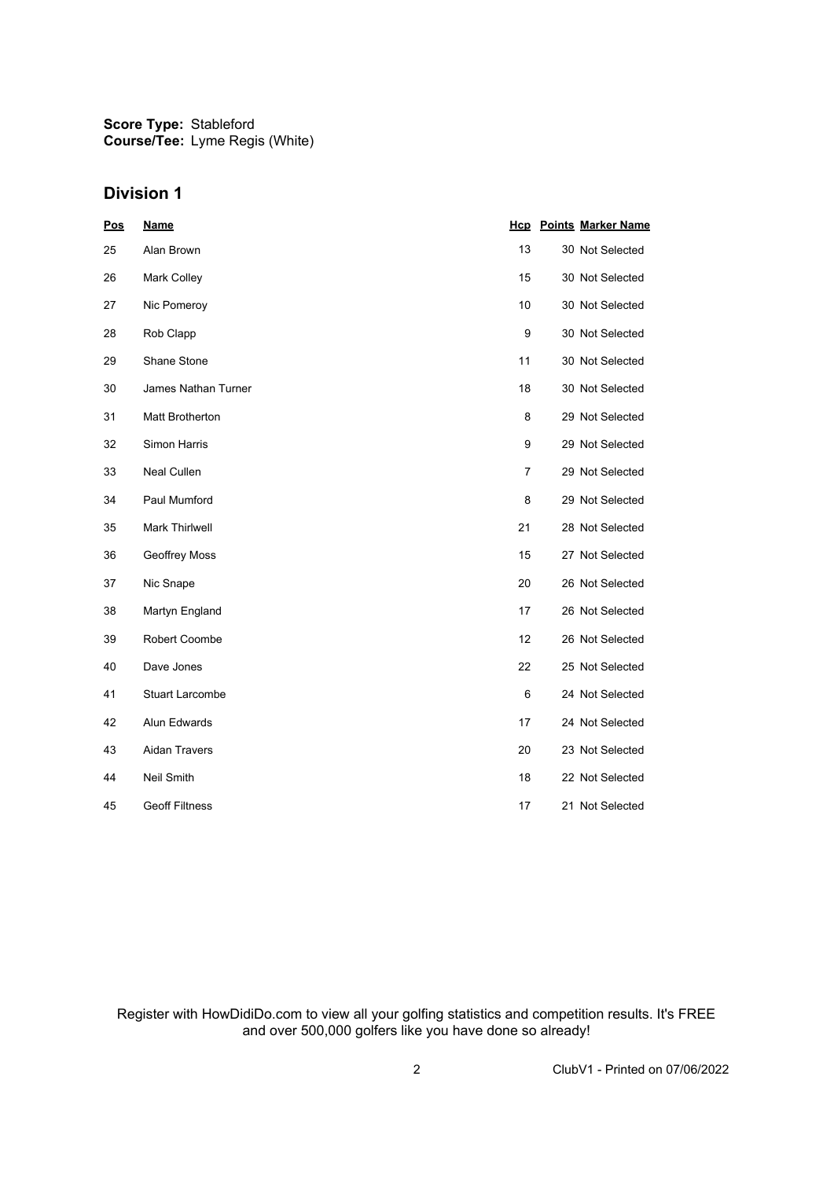**Score Type:** Stableford
**Course/Tee:** Lyme Regis (White)

## Division 1

| Pos | Name | Hcp | Points | Marker Name |
|---|---|---|---|---|
| 25 | Alan Brown | 13 | 30 | Not Selected |
| 26 | Mark Colley | 15 | 30 | Not Selected |
| 27 | Nic Pomeroy | 10 | 30 | Not Selected |
| 28 | Rob Clapp | 9 | 30 | Not Selected |
| 29 | Shane Stone | 11 | 30 | Not Selected |
| 30 | James Nathan Turner | 18 | 30 | Not Selected |
| 31 | Matt Brotherton | 8 | 29 | Not Selected |
| 32 | Simon Harris | 9 | 29 | Not Selected |
| 33 | Neal Cullen | 7 | 29 | Not Selected |
| 34 | Paul Mumford | 8 | 29 | Not Selected |
| 35 | Mark Thirlwell | 21 | 28 | Not Selected |
| 36 | Geoffrey Moss | 15 | 27 | Not Selected |
| 37 | Nic Snape | 20 | 26 | Not Selected |
| 38 | Martyn England | 17 | 26 | Not Selected |
| 39 | Robert Coombe | 12 | 26 | Not Selected |
| 40 | Dave Jones | 22 | 25 | Not Selected |
| 41 | Stuart Larcombe | 6 | 24 | Not Selected |
| 42 | Alun Edwards | 17 | 24 | Not Selected |
| 43 | Aidan Travers | 20 | 23 | Not Selected |
| 44 | Neil Smith | 18 | 22 | Not Selected |
| 45 | Geoff Filtness | 17 | 21 | Not Selected |

Register with HowDidiDo.com to view all your golfing statistics and competition results. It's FREE and over 500,000 golfers like you have done so already!

ClubV1 - Printed on 07/06/2022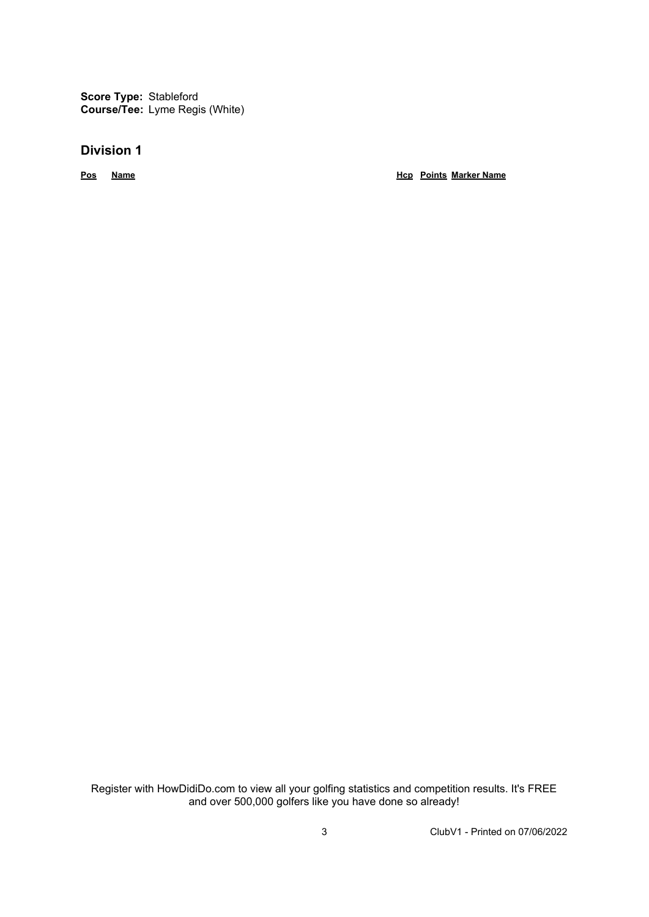**Score Type:** Stableford
**Course/Tee:** Lyme Regis (White)

## Division 1

| Pos | Name | Hcp | Points | Marker Name |
| --- | --- | --- | --- | --- |

Register with HowDidiDo.com to view all your golfing statistics and competition results. It's FREE and over 500,000 golfers like you have done so already!

ClubV1 - Printed on 07/06/2022